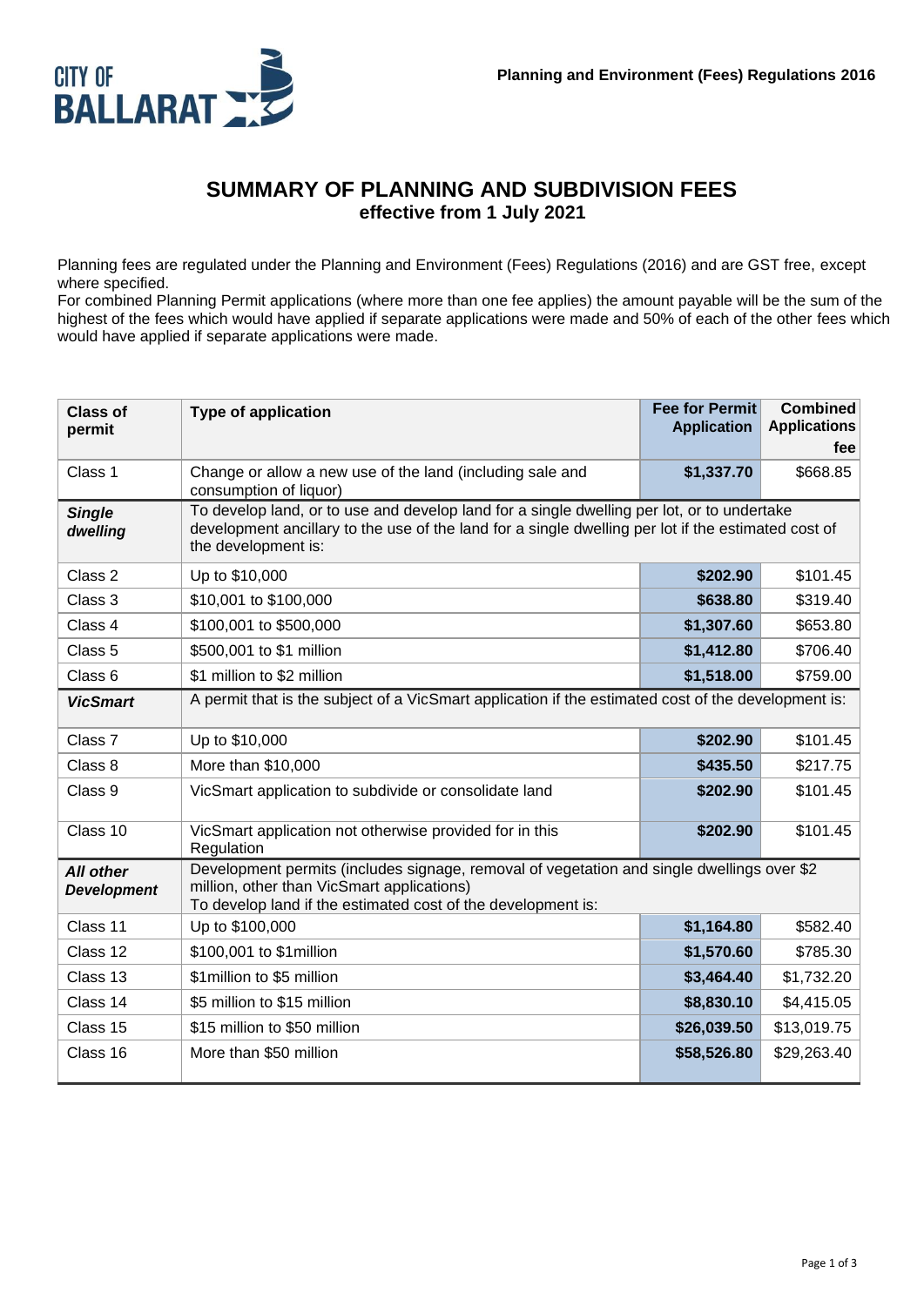Planning and Environment (Fees) Regulations 2016

# SUMMARY OF PLANNING AND SUBDIVISION FEES
## effective from 1 July 2021

Planning fees are regulated under the Planning and Environment (Fees) Regulations (2016) and are GST free, except where specified.
For combined Planning Permit applications (where more than one fee applies) the amount payable will be the sum of the highest of the fees which would have applied if separate applications were made and 50% of each of the other fees which would have applied if separate applications were made.

| Class of permit | Type of application | Fee for Permit Application | Combined Applications fee |
|---|---|---|---|
| Class 1 | Change or allow a new use of the land (including sale and consumption of liquor) | **$1,337.70** | $668.85 |
| ***Single dwelling*** | To develop land, or to use and develop land for a single dwelling per lot, or to undertake development ancillary to the use of the land for a single dwelling per lot if the estimated cost of the development is: | | |
| Class 2 | Up to $10,000 | **$202.90** | $101.45 |
| Class 3 | $10,001 to $100,000 | **$638.80** | $319.40 |
| Class 4 | $100,001 to $500,000 | **$1,307.60** | $653.80 |
| Class 5 | $500,001 to $1 million | **$1,412.80** | $706.40 |
| Class 6 | $1 million to $2 million | **$1,518.00** | $759.00 |
| ***VicSmart*** | A permit that is the subject of a VicSmart application if the estimated cost of the development is: | | |
| Class 7 | Up to $10,000 | **$202.90** | $101.45 |
| Class 8 | More than $10,000 | **$435.50** | $217.75 |
| Class 9 | VicSmart application to subdivide or consolidate land | **$202.90** | $101.45 |
| Class 10 | VicSmart application not otherwise provided for in this Regulation | **$202.90** | $101.45 |
| ***All other Development*** | Development permits (includes signage, removal of vegetation and single dwellings over $2 million, other than VicSmart applications)<br>To develop land if the estimated cost of the development is: | | |
| Class 11 | Up to $100,000 | **$1,164.80** | $582.40 |
| Class 12 | $100,001 to $1million | **$1,570.60** | $785.30 |
| Class 13 | $1million to $5 million | **$3,464.40** | $1,732.20 |
| Class 14 | $5 million to $15 million | **$8,830.10** | $4,415.05 |
| Class 15 | $15 million to $50 million | **$26,039.50** | $13,019.75 |
| Class 16 | More than $50 million | **$58,526.80** | $29,263.40 |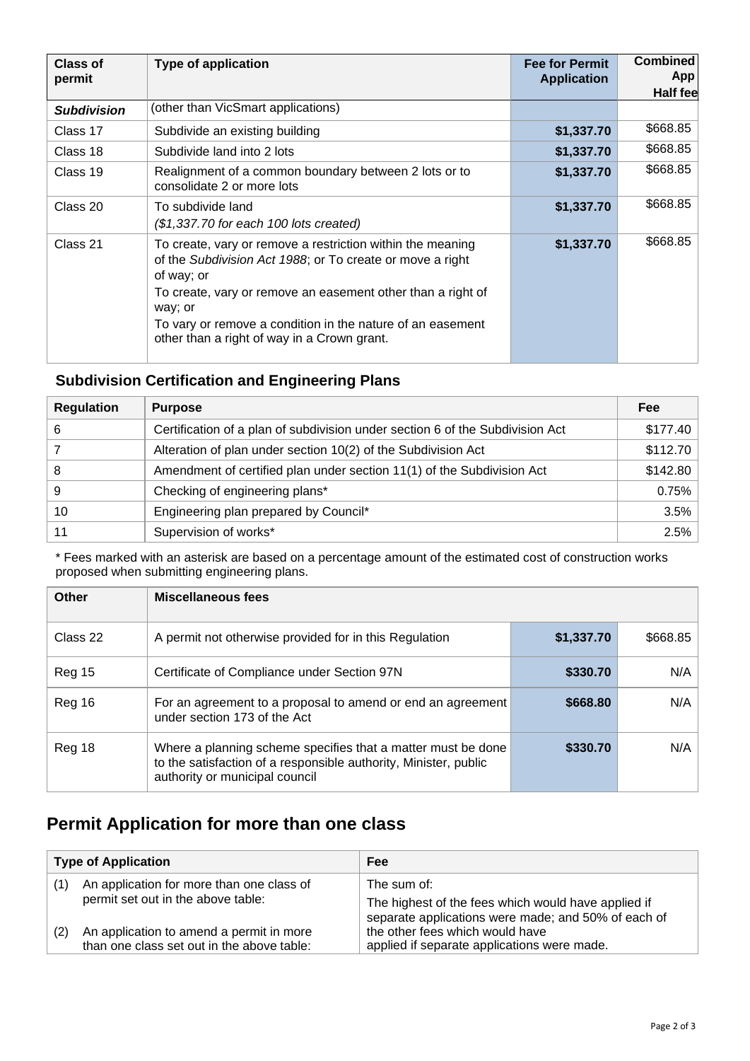| Class of permit | Type of application | Fee for Permit Application | Combined App Half fee |
|---|---|---|---|
| ***Subdivision*** | (other than VicSmart applications) | | |
| Class 17 | Subdivide an existing building | **$1,337.70** | $668.85 |
| Class 18 | Subdivide land into 2 lots | **$1,337.70** | $668.85 |
| Class 19 | Realignment of a common boundary between 2 lots or to consolidate 2 or more lots | **$1,337.70** | $668.85 |
| Class 20 | To subdivide land<br>*($1,337.70 for each 100 lots created)* | **$1,337.70** | $668.85 |
| Class 21 | To create, vary or remove a restriction within the meaning of the *Subdivision Act 1988*; or To create or move a right of way; or<br>To create, vary or remove an easement other than a right of way; or<br>To vary or remove a condition in the nature of an easement other than a right of way in a Crown grant. | **$1,337.70** | $668.85 |

### Subdivision Certification and Engineering Plans

| Regulation | Purpose | Fee |
|---|---|---|
| 6 | Certification of a plan of subdivision under section 6 of the Subdivision Act | $177.40 |
| 7 | Alteration of plan under section 10(2) of the Subdivision Act | $112.70 |
| 8 | Amendment of certified plan under section 11(1) of the Subdivision Act | $142.80 |
| 9 | Checking of engineering plans* | 0.75% |
| 10 | Engineering plan prepared by Council* | 3.5% |
| 11 | Supervision of works* | 2.5% |

* Fees marked with an asterisk are based on a percentage amount of the estimated cost of construction works proposed when submitting engineering plans.

| Other | Miscellaneous fees | | |
|---|---|---|---|
| Class 22 | A permit not otherwise provided for in this Regulation | **$1,337.70** | $668.85 |
| Reg 15 | Certificate of Compliance under Section 97N | **$330.70** | N/A |
| Reg 16 | For an agreement to a proposal to amend or end an agreement under section 173 of the Act | **$668.80** | N/A |
| Reg 18 | Where a planning scheme specifies that a matter must be done to the satisfaction of a responsible authority, Minister, public authority or municipal council | **$330.70** | N/A |

## Permit Application for more than one class

| Type of Application | Fee |
|---|---|
| (1) An application for more than one class of permit set out in the above table:<br><br>(2) An application to amend a permit in more than one class set out in the above table: | The sum of:<br>The highest of the fees which would have applied if separate applications were made; and 50% of each of the other fees which would have applied if separate applications were made. |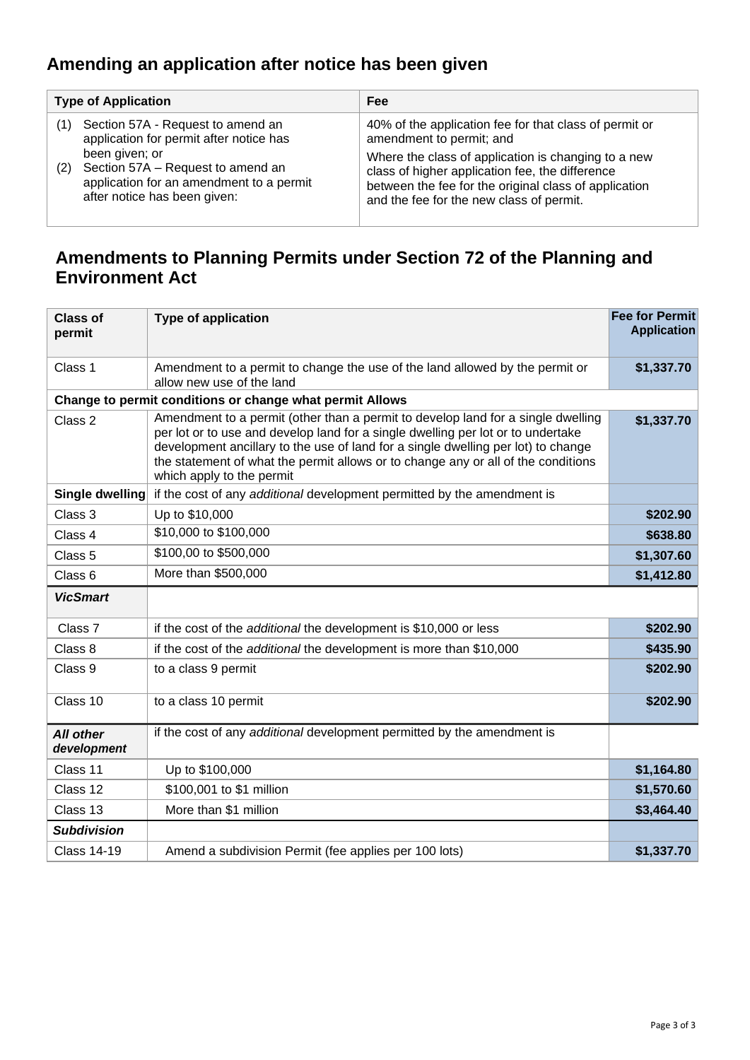## Amending an application after notice has been given

| Type of Application | Fee |
|---|---|
| (1) Section 57A - Request to amend an application for permit after notice has been given; or (2) Section 57A – Request to amend an application for an amendment to a permit after notice has been given: | 40% of the application fee for that class of permit or amendment to permit; and Where the class of application is changing to a new class of higher application fee, the difference between the fee for the original class of application and the fee for the new class of permit. |

## Amendments to Planning Permits under Section 72 of the Planning and Environment Act

| Class of permit | Type of application | Fee for Permit Application |
|---|---|---|
| Class 1 | Amendment to a permit to change the use of the land allowed by the permit or allow new use of the land | **$1,337.70** |
| **Change to permit conditions or change what permit Allows** | | |
| Class 2 | Amendment to a permit (other than a permit to develop land for a single dwelling per lot or to use and develop land for a single dwelling per lot or to undertake development ancillary to the use of land for a single dwelling per lot) to change the statement of what the permit allows or to change any or all of the conditions which apply to the permit | **$1,337.70** |
| **Single dwelling** | if the cost of any *additional* development permitted by the amendment is | |
| Class 3 | Up to $10,000 | **$202.90** |
| Class 4 | $10,000 to $100,000 | **$638.80** |
| Class 5 | $100,00 to $500,000 | **$1,307.60** |
| Class 6 | More than $500,000 | **$1,412.80** |
| ***VicSmart*** | | |
| Class 7 | if the cost of the *additional* the development is $10,000 or less | **$202.90** |
| Class 8 | if the cost of the *additional* the development is more than $10,000 | **$435.90** |
| Class 9 | to a class 9 permit | **$202.90** |
| Class 10 | to a class 10 permit | **$202.90** |
| ***All other development*** | if the cost of any *additional* development permitted by the amendment is | |
| Class 11 | Up to $100,000 | **$1,164.80** |
| Class 12 | $100,001 to $1 million | **$1,570.60** |
| Class 13 | More than $1 million | **$3,464.40** |
| ***Subdivision*** | | |
| Class 14-19 | Amend a subdivision Permit (fee applies per 100 lots) | **$1,337.70** |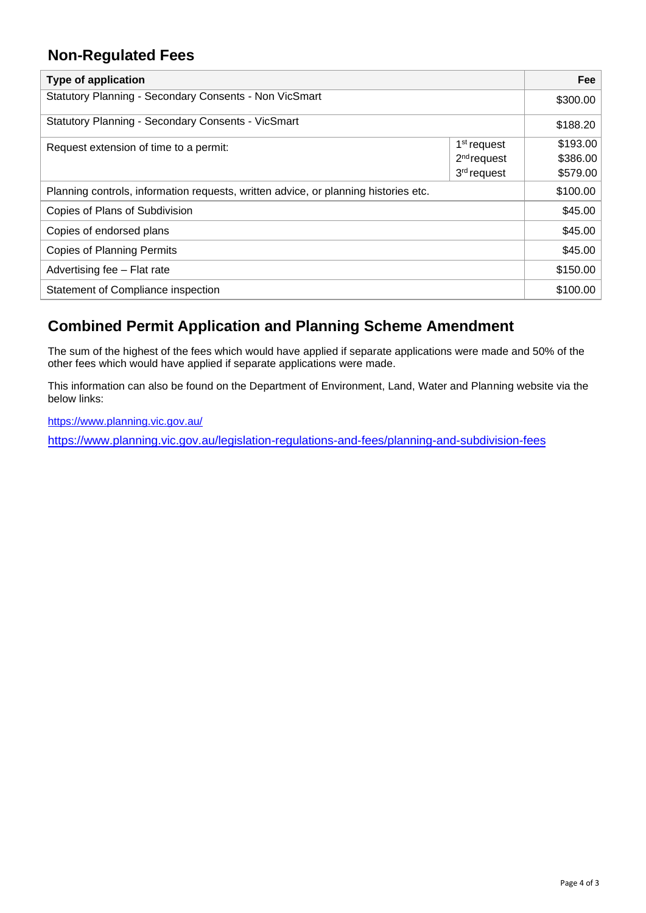## Non-Regulated Fees

| Type of application | | Fee |
|---|---|---|
| Statutory Planning - Secondary Consents - Non VicSmart | | $300.00 |
| Statutory Planning - Secondary Consents - VicSmart | | $188.20 |
| Request extension of time to a permit: | 1st request<br>2nd request<br>3rd request | $193.00<br>$386.00<br>$579.00 |
| Planning controls, information requests, written advice, or planning histories etc. | | $100.00 |
| Copies of Plans of Subdivision | | $45.00 |
| Copies of endorsed plans | | $45.00 |
| Copies of Planning Permits | | $45.00 |
| Advertising fee – Flat rate | | $150.00 |
| Statement of Compliance inspection | | $100.00 |

## Combined Permit Application and Planning Scheme Amendment

The sum of the highest of the fees which would have applied if separate applications were made and 50% of the other fees which would have applied if separate applications were made.

This information can also be found on the Department of Environment, Land, Water and Planning website via the below links:

https://www.planning.vic.gov.au/

https://www.planning.vic.gov.au/legislation-regulations-and-fees/planning-and-subdivision-fees